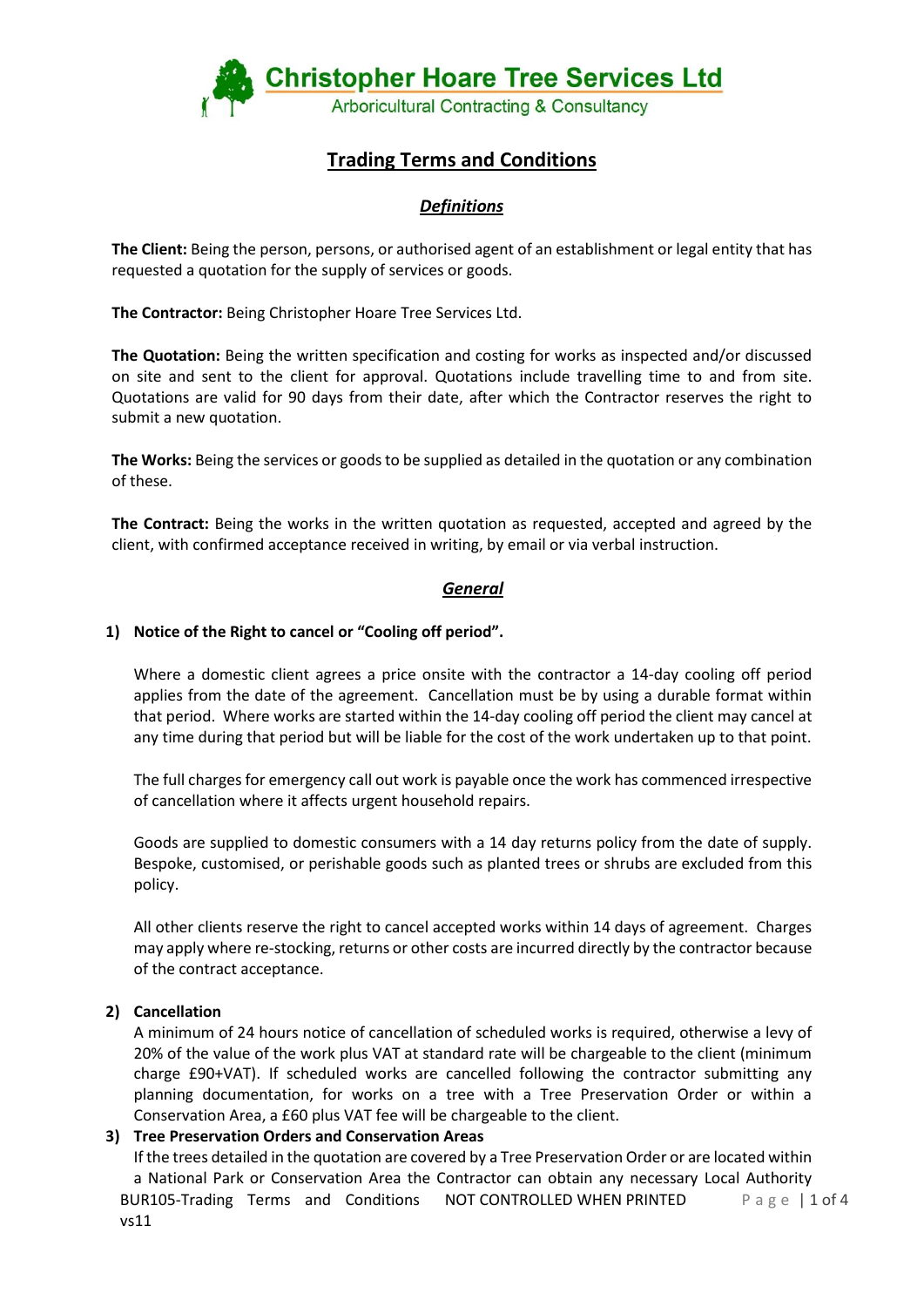**Christopher Hoare Tree Services Ltd**
Arboricultural Contracting & Consultancy

# Trading Terms and Conditions

## *Definitions*

**The Client:** Being the person, persons, or authorised agent of an establishment or legal entity that has requested a quotation for the supply of services or goods.

**The Contractor:** Being Christopher Hoare Tree Services Ltd.

**The Quotation:** Being the written specification and costing for works as inspected and/or discussed on site and sent to the client for approval. Quotations include travelling time to and from site. Quotations are valid for 90 days from their date, after which the Contractor reserves the right to submit a new quotation.

**The Works:** Being the services or goods to be supplied as detailed in the quotation or any combination of these.

**The Contract:** Being the works in the written quotation as requested, accepted and agreed by the client, with confirmed acceptance received in writing, by email or via verbal instruction.

## *General*

**1) Notice of the Right to cancel or "Cooling off period".**

Where a domestic client agrees a price onsite with the contractor a 14-day cooling off period applies from the date of the agreement. Cancellation must be by using a durable format within that period. Where works are started within the 14-day cooling off period the client may cancel at any time during that period but will be liable for the cost of the work undertaken up to that point.

The full charges for emergency call out work is payable once the work has commenced irrespective of cancellation where it affects urgent household repairs.

Goods are supplied to domestic consumers with a 14 day returns policy from the date of supply. Bespoke, customised, or perishable goods such as planted trees or shrubs are excluded from this policy.

All other clients reserve the right to cancel accepted works within 14 days of agreement. Charges may apply where re-stocking, returns or other costs are incurred directly by the contractor because of the contract acceptance.

**2) Cancellation**

A minimum of 24 hours notice of cancellation of scheduled works is required, otherwise a levy of 20% of the value of the work plus VAT at standard rate will be chargeable to the client (minimum charge £90+VAT). If scheduled works are cancelled following the contractor submitting any planning documentation, for works on a tree with a Tree Preservation Order or within a Conservation Area, a £60 plus VAT fee will be chargeable to the client.

**3) Tree Preservation Orders and Conservation Areas**

If the trees detailed in the quotation are covered by a Tree Preservation Order or are located within a National Park or Conservation Area the Contractor can obtain any necessary Local Authority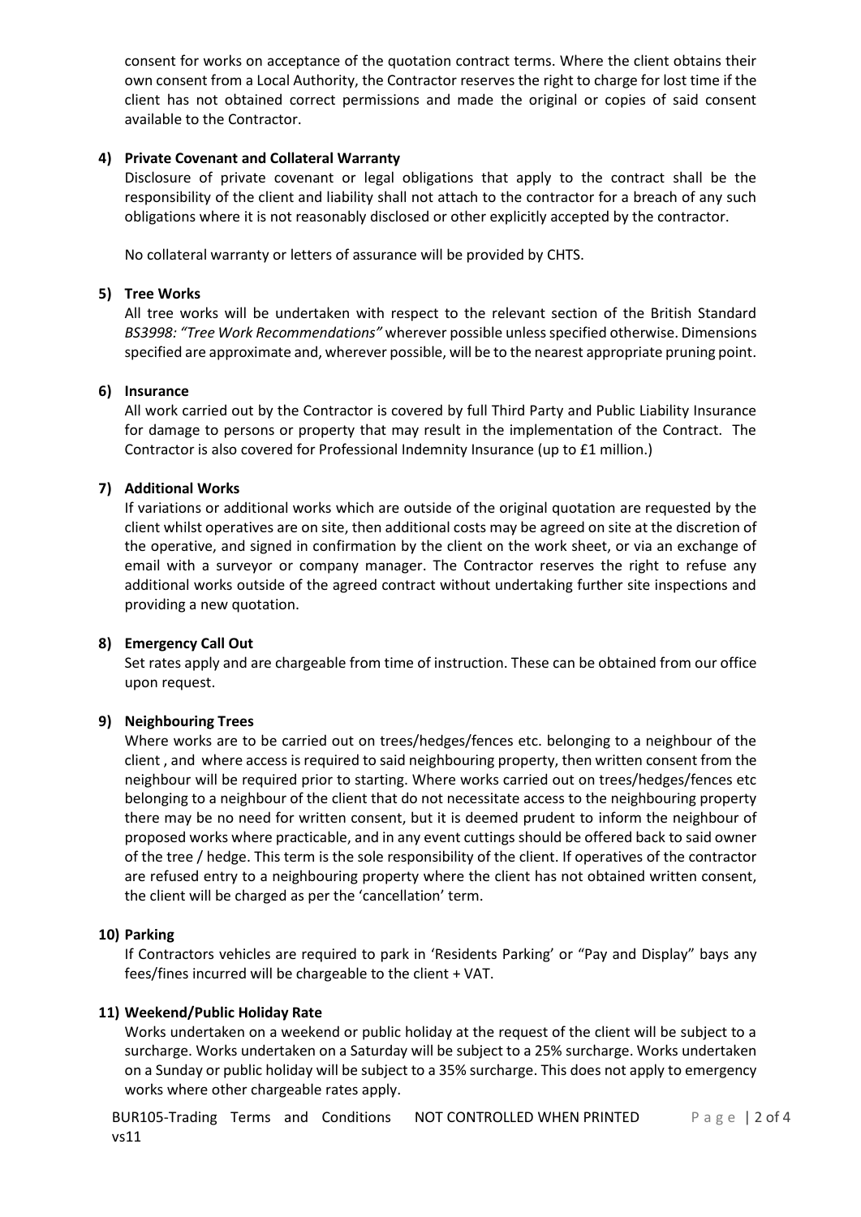consent for works on acceptance of the quotation contract terms. Where the client obtains their own consent from a Local Authority, the Contractor reserves the right to charge for lost time if the client has not obtained correct permissions and made the original or copies of said consent available to the Contractor.

**4) Private Covenant and Collateral Warranty**

Disclosure of private covenant or legal obligations that apply to the contract shall be the responsibility of the client and liability shall not attach to the contractor for a breach of any such obligations where it is not reasonably disclosed or other explicitly accepted by the contractor.

No collateral warranty or letters of assurance will be provided by CHTS.

**5) Tree Works**

All tree works will be undertaken with respect to the relevant section of the British Standard *BS3998: "Tree Work Recommendations"* wherever possible unless specified otherwise. Dimensions specified are approximate and, wherever possible, will be to the nearest appropriate pruning point.

**6) Insurance**

All work carried out by the Contractor is covered by full Third Party and Public Liability Insurance for damage to persons or property that may result in the implementation of the Contract. The Contractor is also covered for Professional Indemnity Insurance (up to £1 million.)

**7) Additional Works**

If variations or additional works which are outside of the original quotation are requested by the client whilst operatives are on site, then additional costs may be agreed on site at the discretion of the operative, and signed in confirmation by the client on the work sheet, or via an exchange of email with a surveyor or company manager. The Contractor reserves the right to refuse any additional works outside of the agreed contract without undertaking further site inspections and providing a new quotation.

**8) Emergency Call Out**

Set rates apply and are chargeable from time of instruction. These can be obtained from our office upon request.

**9) Neighbouring Trees**

Where works are to be carried out on trees/hedges/fences etc. belonging to a neighbour of the client , and where access is required to said neighbouring property, then written consent from the neighbour will be required prior to starting. Where works carried out on trees/hedges/fences etc belonging to a neighbour of the client that do not necessitate access to the neighbouring property there may be no need for written consent, but it is deemed prudent to inform the neighbour of proposed works where practicable, and in any event cuttings should be offered back to said owner of the tree / hedge. This term is the sole responsibility of the client. If operatives of the contractor are refused entry to a neighbouring property where the client has not obtained written consent, the client will be charged as per the 'cancellation' term.

**10) Parking**

If Contractors vehicles are required to park in 'Residents Parking' or "Pay and Display" bays any fees/fines incurred will be chargeable to the client + VAT.

**11) Weekend/Public Holiday Rate**

Works undertaken on a weekend or public holiday at the request of the client will be subject to a surcharge. Works undertaken on a Saturday will be subject to a 25% surcharge. Works undertaken on a Sunday or public holiday will be subject to a 35% surcharge. This does not apply to emergency works where other chargeable rates apply.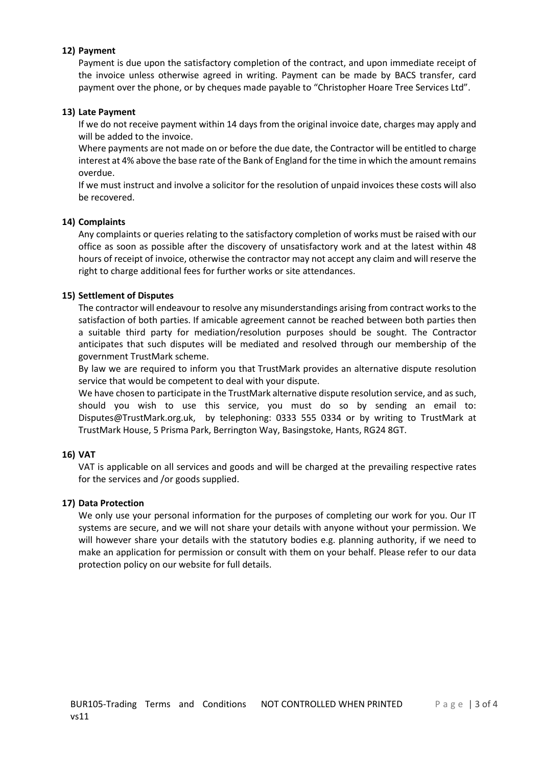**12) Payment**

Payment is due upon the satisfactory completion of the contract, and upon immediate receipt of the invoice unless otherwise agreed in writing. Payment can be made by BACS transfer, card payment over the phone, or by cheques made payable to "Christopher Hoare Tree Services Ltd".

**13) Late Payment**

If we do not receive payment within 14 days from the original invoice date, charges may apply and will be added to the invoice.

Where payments are not made on or before the due date, the Contractor will be entitled to charge interest at 4% above the base rate of the Bank of England for the time in which the amount remains overdue.

If we must instruct and involve a solicitor for the resolution of unpaid invoices these costs will also be recovered.

**14) Complaints**

Any complaints or queries relating to the satisfactory completion of works must be raised with our office as soon as possible after the discovery of unsatisfactory work and at the latest within 48 hours of receipt of invoice, otherwise the contractor may not accept any claim and will reserve the right to charge additional fees for further works or site attendances.

**15) Settlement of Disputes**

The contractor will endeavour to resolve any misunderstandings arising from contract works to the satisfaction of both parties. If amicable agreement cannot be reached between both parties then a suitable third party for mediation/resolution purposes should be sought. The Contractor anticipates that such disputes will be mediated and resolved through our membership of the government TrustMark scheme.

By law we are required to inform you that TrustMark provides an alternative dispute resolution service that would be competent to deal with your dispute.

We have chosen to participate in the TrustMark alternative dispute resolution service, and as such, should you wish to use this service, you must do so by sending an email to: Disputes@TrustMark.org.uk, by telephoning: 0333 555 0334 or by writing to TrustMark at TrustMark House, 5 Prisma Park, Berrington Way, Basingstoke, Hants, RG24 8GT.

**16) VAT**

VAT is applicable on all services and goods and will be charged at the prevailing respective rates for the services and /or goods supplied.

**17) Data Protection**

We only use your personal information for the purposes of completing our work for you. Our IT systems are secure, and we will not share your details with anyone without your permission. We will however share your details with the statutory bodies e.g. planning authority, if we need to make an application for permission or consult with them on your behalf. Please refer to our data protection policy on our website for full details.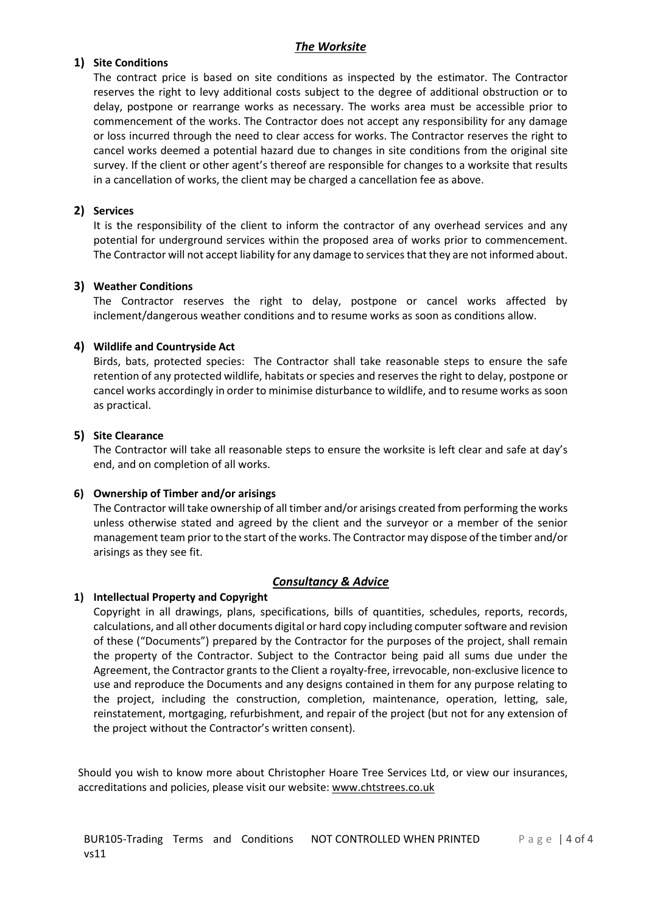## *The Worksite*

**1) Site Conditions**

The contract price is based on site conditions as inspected by the estimator. The Contractor reserves the right to levy additional costs subject to the degree of additional obstruction or to delay, postpone or rearrange works as necessary. The works area must be accessible prior to commencement of the works. The Contractor does not accept any responsibility for any damage or loss incurred through the need to clear access for works. The Contractor reserves the right to cancel works deemed a potential hazard due to changes in site conditions from the original site survey. If the client or other agent's thereof are responsible for changes to a worksite that results in a cancellation of works, the client may be charged a cancellation fee as above.

**2) Services**

It is the responsibility of the client to inform the contractor of any overhead services and any potential for underground services within the proposed area of works prior to commencement. The Contractor will not accept liability for any damage to services that they are not informed about.

**3) Weather Conditions**

The Contractor reserves the right to delay, postpone or cancel works affected by inclement/dangerous weather conditions and to resume works as soon as conditions allow.

**4) Wildlife and Countryside Act**

Birds, bats, protected species: The Contractor shall take reasonable steps to ensure the safe retention of any protected wildlife, habitats or species and reserves the right to delay, postpone or cancel works accordingly in order to minimise disturbance to wildlife, and to resume works as soon as practical.

**5) Site Clearance**

The Contractor will take all reasonable steps to ensure the worksite is left clear and safe at day's end, and on completion of all works.

**6) Ownership of Timber and/or arisings**

The Contractor will take ownership of all timber and/or arisings created from performing the works unless otherwise stated and agreed by the client and the surveyor or a member of the senior management team prior to the start of the works. The Contractor may dispose of the timber and/or arisings as they see fit.

## *Consultancy & Advice*

**1) Intellectual Property and Copyright**

Copyright in all drawings, plans, specifications, bills of quantities, schedules, reports, records, calculations, and all other documents digital or hard copy including computer software and revision of these ("Documents") prepared by the Contractor for the purposes of the project, shall remain the property of the Contractor. Subject to the Contractor being paid all sums due under the Agreement, the Contractor grants to the Client a royalty-free, irrevocable, non-exclusive licence to use and reproduce the Documents and any designs contained in them for any purpose relating to the project, including the construction, completion, maintenance, operation, letting, sale, reinstatement, mortgaging, refurbishment, and repair of the project (but not for any extension of the project without the Contractor's written consent).

Should you wish to know more about Christopher Hoare Tree Services Ltd, or view our insurances, accreditations and policies, please visit our website: www.chtstrees.co.uk